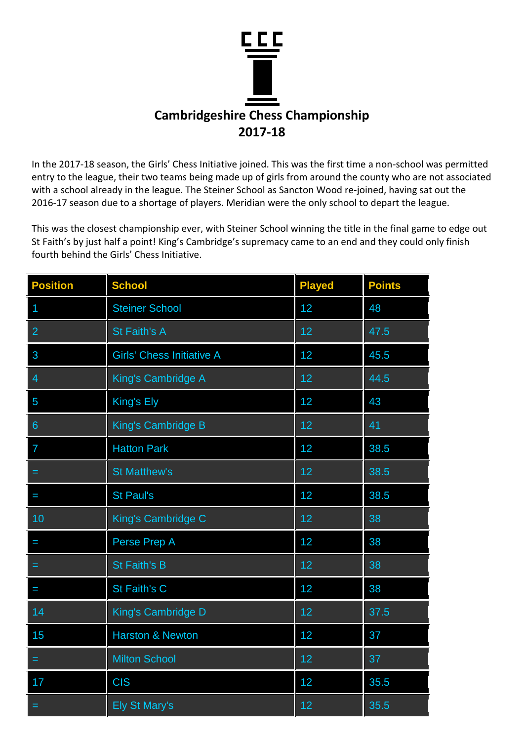# Cambridgeshire Chess Championship 2017-18

In the 2017-18 season, the Girls' Chess Initiative joined. This was the first time a non-school was permitted entry to the league, their two teams being made up of girls from around the county who are not associated with a school already in the league. The Steiner School as Sancton Wood re-joined, having sat out the 2016-17 season due to a shortage of players. Meridian were the only school to depart the league.

This was the closest championship ever, with Steiner School winning the title in the final game to edge out St Faith's by just half a point! King's Cambridge's supremacy came to an end and they could only finish fourth behind the Girls' Chess Initiative.

| Position | School | Played | Points |
|---|---|---|---|
| 1 | Steiner School | 12 | 48 |
| 2 | St Faith's A | 12 | 47.5 |
| 3 | Girls' Chess Initiative A | 12 | 45.5 |
| 4 | King's Cambridge A | 12 | 44.5 |
| 5 | King's Ely | 12 | 43 |
| 6 | King's Cambridge B | 12 | 41 |
| 7 | Hatton Park | 12 | 38.5 |
| = | St Matthew's | 12 | 38.5 |
| = | St Paul's | 12 | 38.5 |
| 10 | King's Cambridge C | 12 | 38 |
| = | Perse Prep A | 12 | 38 |
| = | St Faith's B | 12 | 38 |
| = | St Faith's C | 12 | 38 |
| 14 | King's Cambridge D | 12 | 37.5 |
| 15 | Harston & Newton | 12 | 37 |
| = | Milton School | 12 | 37 |
| 17 | CIS | 12 | 35.5 |
| = | Ely St Mary's | 12 | 35.5 |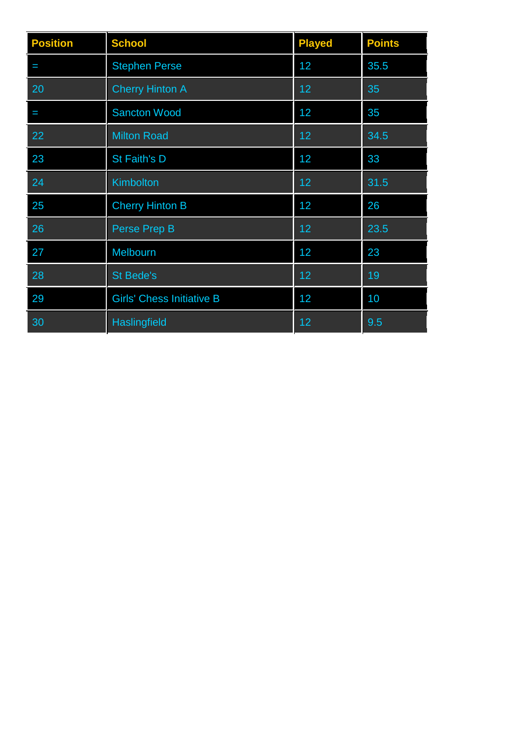| Position | School | Played | Points |
| --- | --- | --- | --- |
| = | Stephen Perse | 12 | 35.5 |
| 20 | Cherry Hinton A | 12 | 35 |
| = | Sancton Wood | 12 | 35 |
| 22 | Milton Road | 12 | 34.5 |
| 23 | St Faith's D | 12 | 33 |
| 24 | Kimbolton | 12 | 31.5 |
| 25 | Cherry Hinton B | 12 | 26 |
| 26 | Perse Prep B | 12 | 23.5 |
| 27 | Melbourn | 12 | 23 |
| 28 | St Bede's | 12 | 19 |
| 29 | Girls' Chess Initiative B | 12 | 10 |
| 30 | Haslingfield | 12 | 9.5 |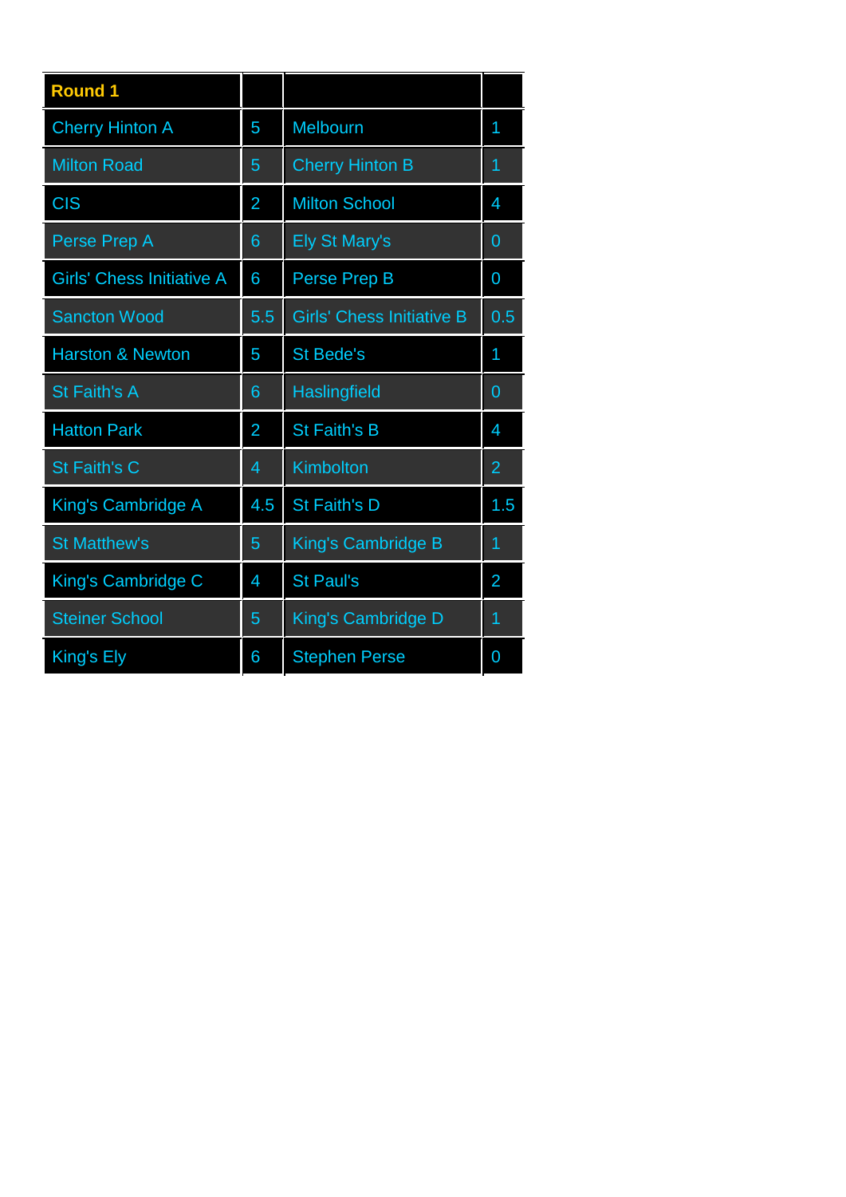| Round 1 | | | |
|---|---|---|---|
| Cherry Hinton A | 5 | Melbourn | 1 |
| Milton Road | 5 | Cherry Hinton B | 1 |
| CIS | 2 | Milton School | 4 |
| Perse Prep A | 6 | Ely St Mary's | 0 |
| Girls' Chess Initiative A | 6 | Perse Prep B | 0 |
| Sancton Wood | 5.5 | Girls' Chess Initiative B | 0.5 |
| Harston & Newton | 5 | St Bede's | 1 |
| St Faith's A | 6 | Haslingfield | 0 |
| Hatton Park | 2 | St Faith's B | 4 |
| St Faith's C | 4 | Kimbolton | 2 |
| King's Cambridge A | 4.5 | St Faith's D | 1.5 |
| St Matthew's | 5 | King's Cambridge B | 1 |
| King's Cambridge C | 4 | St Paul's | 2 |
| Steiner School | 5 | King's Cambridge D | 1 |
| King's Ely | 6 | Stephen Perse | 0 |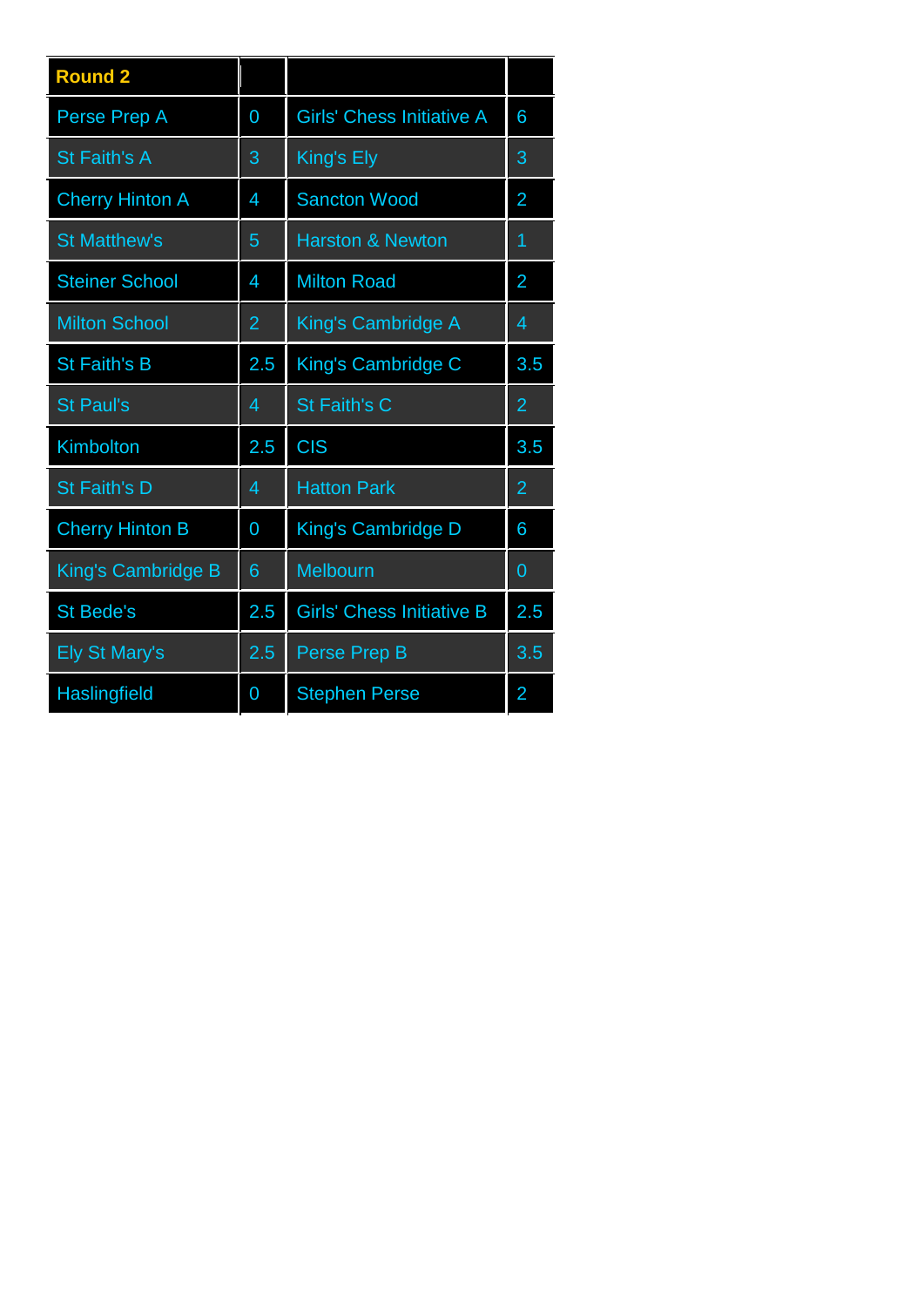| Round 2 | | | |
|---|---|---|---|
| Perse Prep A | 0 | Girls' Chess Initiative A | 6 |
| St Faith's A | 3 | King's Ely | 3 |
| Cherry Hinton A | 4 | Sancton Wood | 2 |
| St Matthew's | 5 | Harston & Newton | 1 |
| Steiner School | 4 | Milton Road | 2 |
| Milton School | 2 | King's Cambridge A | 4 |
| St Faith's B | 2.5 | King's Cambridge C | 3.5 |
| St Paul's | 4 | St Faith's C | 2 |
| Kimbolton | 2.5 | CIS | 3.5 |
| St Faith's D | 4 | Hatton Park | 2 |
| Cherry Hinton B | 0 | King's Cambridge D | 6 |
| King's Cambridge B | 6 | Melbourn | 0 |
| St Bede's | 2.5 | Girls' Chess Initiative B | 2.5 |
| Ely St Mary's | 2.5 | Perse Prep B | 3.5 |
| Haslingfield | 0 | Stephen Perse | 2 |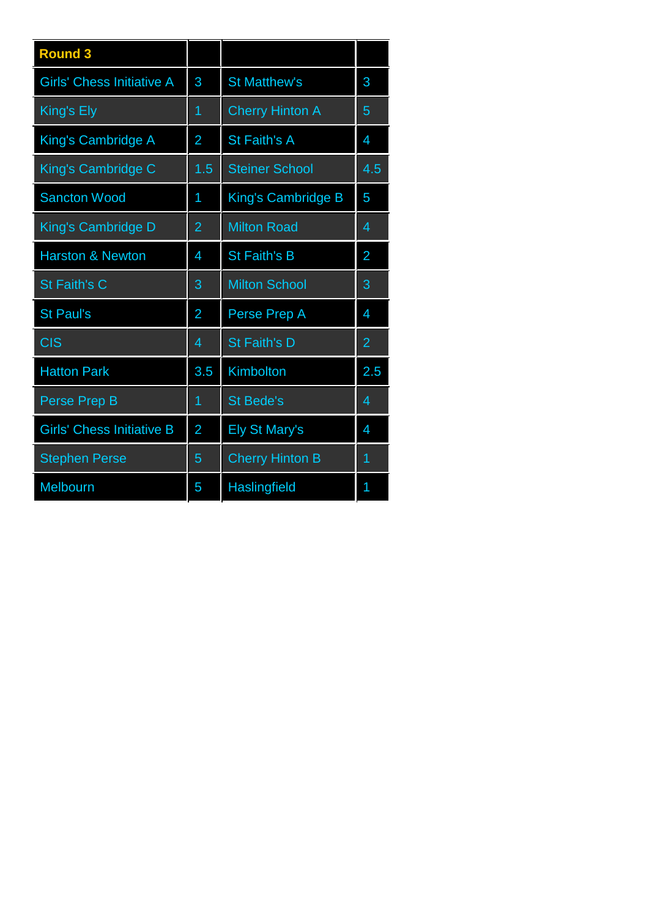| Round 3 | | | |
| --- | --- | --- | --- |
| Girls' Chess Initiative A | 3 | St Matthew's | 3 |
| King's Ely | 1 | Cherry Hinton A | 5 |
| King's Cambridge A | 2 | St Faith's A | 4 |
| King's Cambridge C | 1.5 | Steiner School | 4.5 |
| Sancton Wood | 1 | King's Cambridge B | 5 |
| King's Cambridge D | 2 | Milton Road | 4 |
| Harston & Newton | 4 | St Faith's B | 2 |
| St Faith's C | 3 | Milton School | 3 |
| St Paul's | 2 | Perse Prep A | 4 |
| CIS | 4 | St Faith's D | 2 |
| Hatton Park | 3.5 | Kimbolton | 2.5 |
| Perse Prep B | 1 | St Bede's | 4 |
| Girls' Chess Initiative B | 2 | Ely St Mary's | 4 |
| Stephen Perse | 5 | Cherry Hinton B | 1 |
| Melbourn | 5 | Haslingfield | 1 |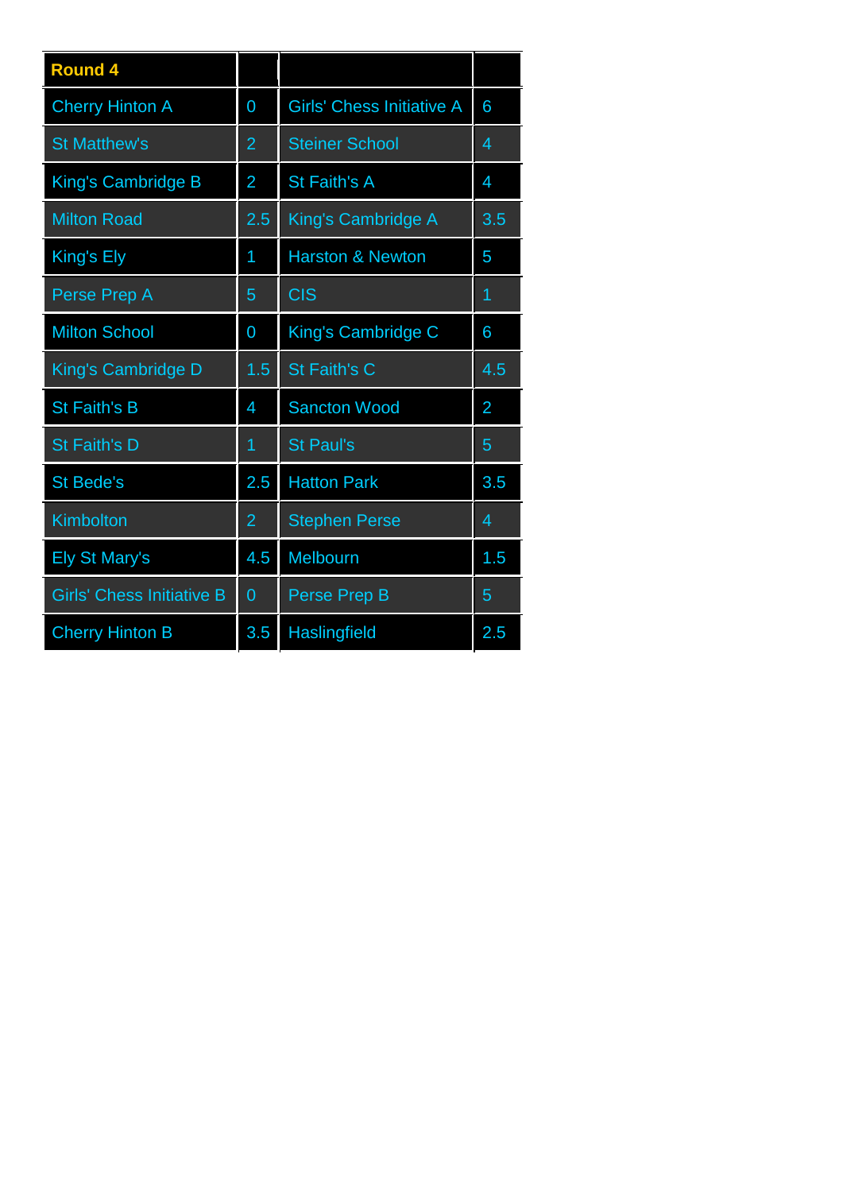| Round 4 | | | |
|---|---|---|---|
| Cherry Hinton A | 0 | Girls' Chess Initiative A | 6 |
| St Matthew's | 2 | Steiner School | 4 |
| King's Cambridge B | 2 | St Faith's A | 4 |
| Milton Road | 2.5 | King's Cambridge A | 3.5 |
| King's Ely | 1 | Harston & Newton | 5 |
| Perse Prep A | 5 | CIS | 1 |
| Milton School | 0 | King's Cambridge C | 6 |
| King's Cambridge D | 1.5 | St Faith's C | 4.5 |
| St Faith's B | 4 | Sancton Wood | 2 |
| St Faith's D | 1 | St Paul's | 5 |
| St Bede's | 2.5 | Hatton Park | 3.5 |
| Kimbolton | 2 | Stephen Perse | 4 |
| Ely St Mary's | 4.5 | Melbourn | 1.5 |
| Girls' Chess Initiative B | 0 | Perse Prep B | 5 |
| Cherry Hinton B | 3.5 | Haslingfield | 2.5 |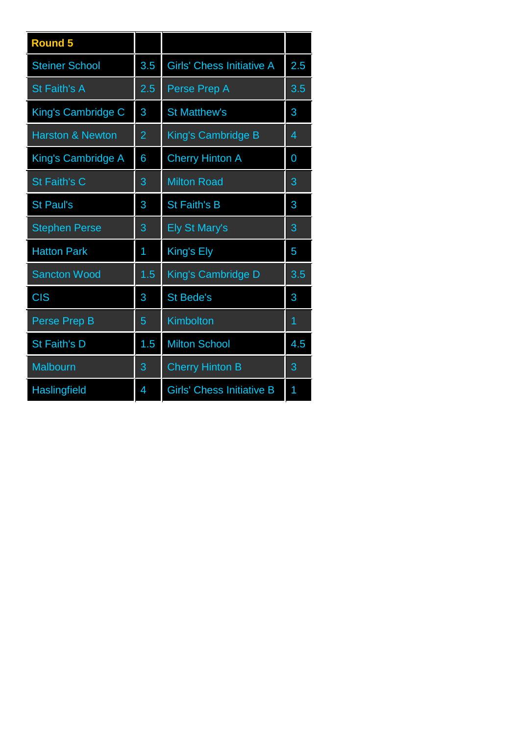| Round 5 | | | |
|---|---|---|---|
| Steiner School | 3.5 | Girls' Chess Initiative A | 2.5 |
| St Faith's A | 2.5 | Perse Prep A | 3.5 |
| King's Cambridge C | 3 | St Matthew's | 3 |
| Harston & Newton | 2 | King's Cambridge B | 4 |
| King's Cambridge A | 6 | Cherry Hinton A | 0 |
| St Faith's C | 3 | Milton Road | 3 |
| St Paul's | 3 | St Faith's B | 3 |
| Stephen Perse | 3 | Ely St Mary's | 3 |
| Hatton Park | 1 | King's Ely | 5 |
| Sancton Wood | 1.5 | King's Cambridge D | 3.5 |
| CIS | 3 | St Bede's | 3 |
| Perse Prep B | 5 | Kimbolton | 1 |
| St Faith's D | 1.5 | Milton School | 4.5 |
| Malbourn | 3 | Cherry Hinton B | 3 |
| Haslingfield | 4 | Girls' Chess Initiative B | 1 |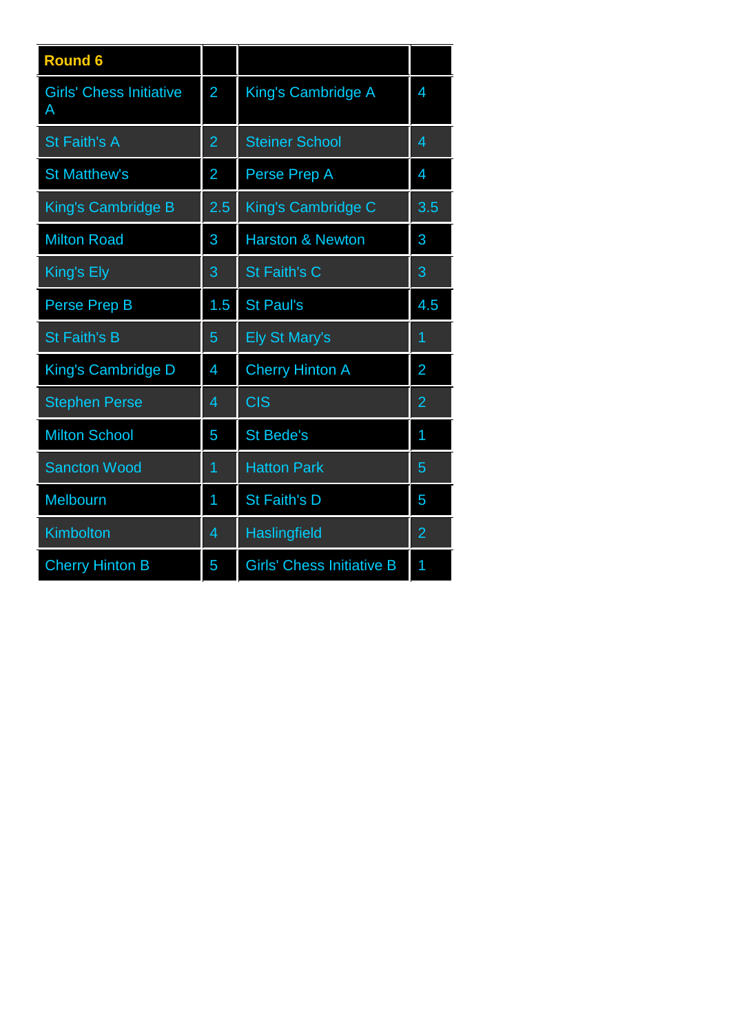| Round 6 | | | |
|---|---|---|---|
| Girls' Chess Initiative A | 2 | King's Cambridge A | 4 |
| St Faith's A | 2 | Steiner School | 4 |
| St Matthew's | 2 | Perse Prep A | 4 |
| King's Cambridge B | 2.5 | King's Cambridge C | 3.5 |
| Milton Road | 3 | Harston & Newton | 3 |
| King's Ely | 3 | St Faith's C | 3 |
| Perse Prep B | 1.5 | St Paul's | 4.5 |
| St Faith's B | 5 | Ely St Mary's | 1 |
| King's Cambridge D | 4 | Cherry Hinton A | 2 |
| Stephen Perse | 4 | CIS | 2 |
| Milton School | 5 | St Bede's | 1 |
| Sancton Wood | 1 | Hatton Park | 5 |
| Melbourn | 1 | St Faith's D | 5 |
| Kimbolton | 4 | Haslingfield | 2 |
| Cherry Hinton B | 5 | Girls' Chess Initiative B | 1 |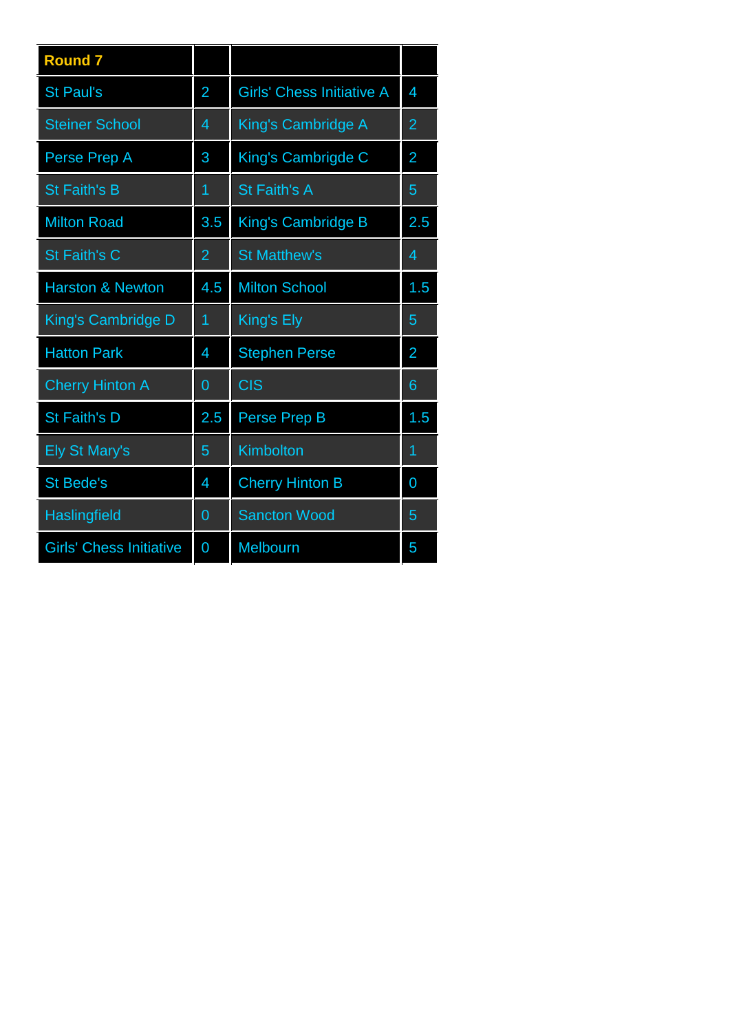| Round 7 | | | |
|---|---|---|---|
| St Paul's | 2 | Girls' Chess Initiative A | 4 |
| Steiner School | 4 | King's Cambridge A | 2 |
| Perse Prep A | 3 | King's Cambrigde C | 2 |
| St Faith's B | 1 | St Faith's A | 5 |
| Milton Road | 3.5 | King's Cambridge B | 2.5 |
| St Faith's C | 2 | St Matthew's | 4 |
| Harston & Newton | 4.5 | Milton School | 1.5 |
| King's Cambridge D | 1 | King's Ely | 5 |
| Hatton Park | 4 | Stephen Perse | 2 |
| Cherry Hinton A | 0 | CIS | 6 |
| St Faith's D | 2.5 | Perse Prep B | 1.5 |
| Ely St Mary's | 5 | Kimbolton | 1 |
| St Bede's | 4 | Cherry Hinton B | 0 |
| Haslingfield | 0 | Sancton Wood | 5 |
| Girls' Chess Initiative | 0 | Melbourn | 5 |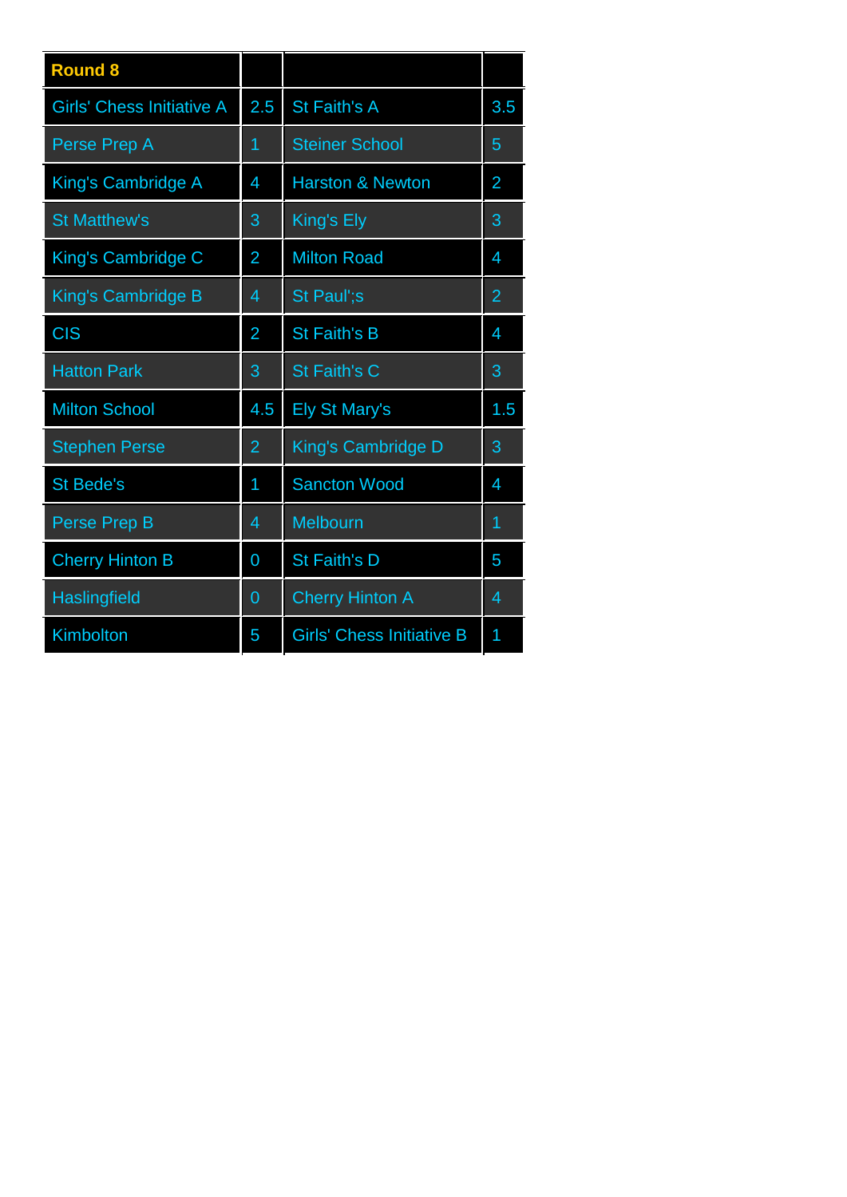| Round 8 | | | |
|---|---|---|---|
| Girls' Chess Initiative A | 2.5 | St Faith's A | 3.5 |
| Perse Prep A | 1 | Steiner School | 5 |
| King's Cambridge A | 4 | Harston & Newton | 2 |
| St Matthew's | 3 | King's Ely | 3 |
| King's Cambridge C | 2 | Milton Road | 4 |
| King's Cambridge B | 4 | St Paul';s | 2 |
| CIS | 2 | St Faith's B | 4 |
| Hatton Park | 3 | St Faith's C | 3 |
| Milton School | 4.5 | Ely St Mary's | 1.5 |
| Stephen Perse | 2 | King's Cambridge D | 3 |
| St Bede's | 1 | Sancton Wood | 4 |
| Perse Prep B | 4 | Melbourn | 1 |
| Cherry Hinton B | 0 | St Faith's D | 5 |
| Haslingfield | 0 | Cherry Hinton A | 4 |
| Kimbolton | 5 | Girls' Chess Initiative B | 1 |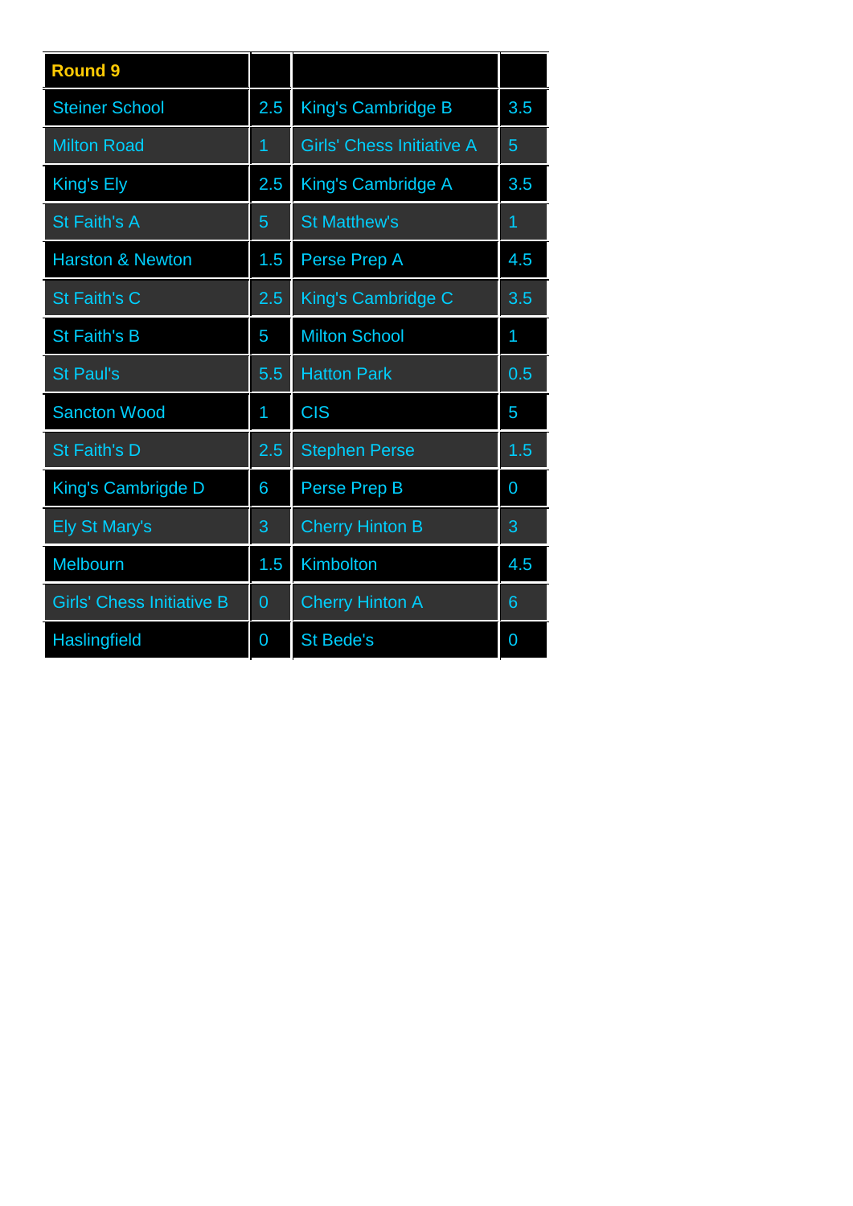| Round 9 | | | |
|---|---|---|---|
| Steiner School | 2.5 | King's Cambridge B | 3.5 |
| Milton Road | 1 | Girls' Chess Initiative A | 5 |
| King's Ely | 2.5 | King's Cambridge A | 3.5 |
| St Faith's A | 5 | St Matthew's | 1 |
| Harston & Newton | 1.5 | Perse Prep A | 4.5 |
| St Faith's C | 2.5 | King's Cambridge C | 3.5 |
| St Faith's B | 5 | Milton School | 1 |
| St Paul's | 5.5 | Hatton Park | 0.5 |
| Sancton Wood | 1 | CIS | 5 |
| St Faith's D | 2.5 | Stephen Perse | 1.5 |
| King's Cambrigde D | 6 | Perse Prep B | 0 |
| Ely St Mary's | 3 | Cherry Hinton B | 3 |
| Melbourn | 1.5 | Kimbolton | 4.5 |
| Girls' Chess Initiative B | 0 | Cherry Hinton A | 6 |
| Haslingfield | 0 | St Bede's | 0 |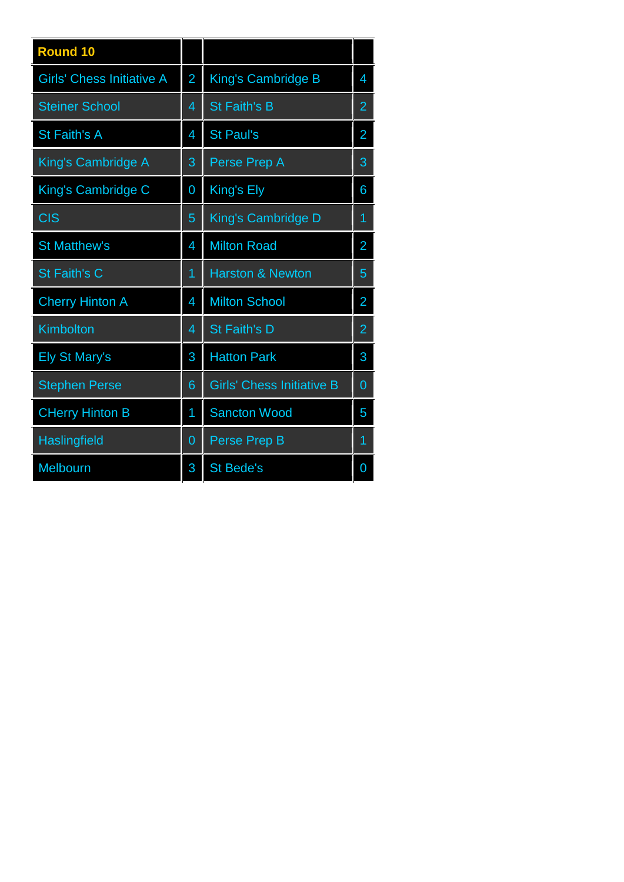| Round 10 | | | |
|---|---|---|---|
| Girls' Chess Initiative A | 2 | King's Cambridge B | 4 |
| Steiner School | 4 | St Faith's B | 2 |
| St Faith's A | 4 | St Paul's | 2 |
| King's Cambridge A | 3 | Perse Prep A | 3 |
| King's Cambridge C | 0 | King's Ely | 6 |
| CIS | 5 | King's Cambridge D | 1 |
| St Matthew's | 4 | Milton Road | 2 |
| St Faith's C | 1 | Harston & Newton | 5 |
| Cherry Hinton A | 4 | Milton School | 2 |
| Kimbolton | 4 | St Faith's D | 2 |
| Ely St Mary's | 3 | Hatton Park | 3 |
| Stephen Perse | 6 | Girls' Chess Initiative B | 0 |
| CHerry Hinton B | 1 | Sancton Wood | 5 |
| Haslingfield | 0 | Perse Prep B | 1 |
| Melbourn | 3 | St Bede's | 0 |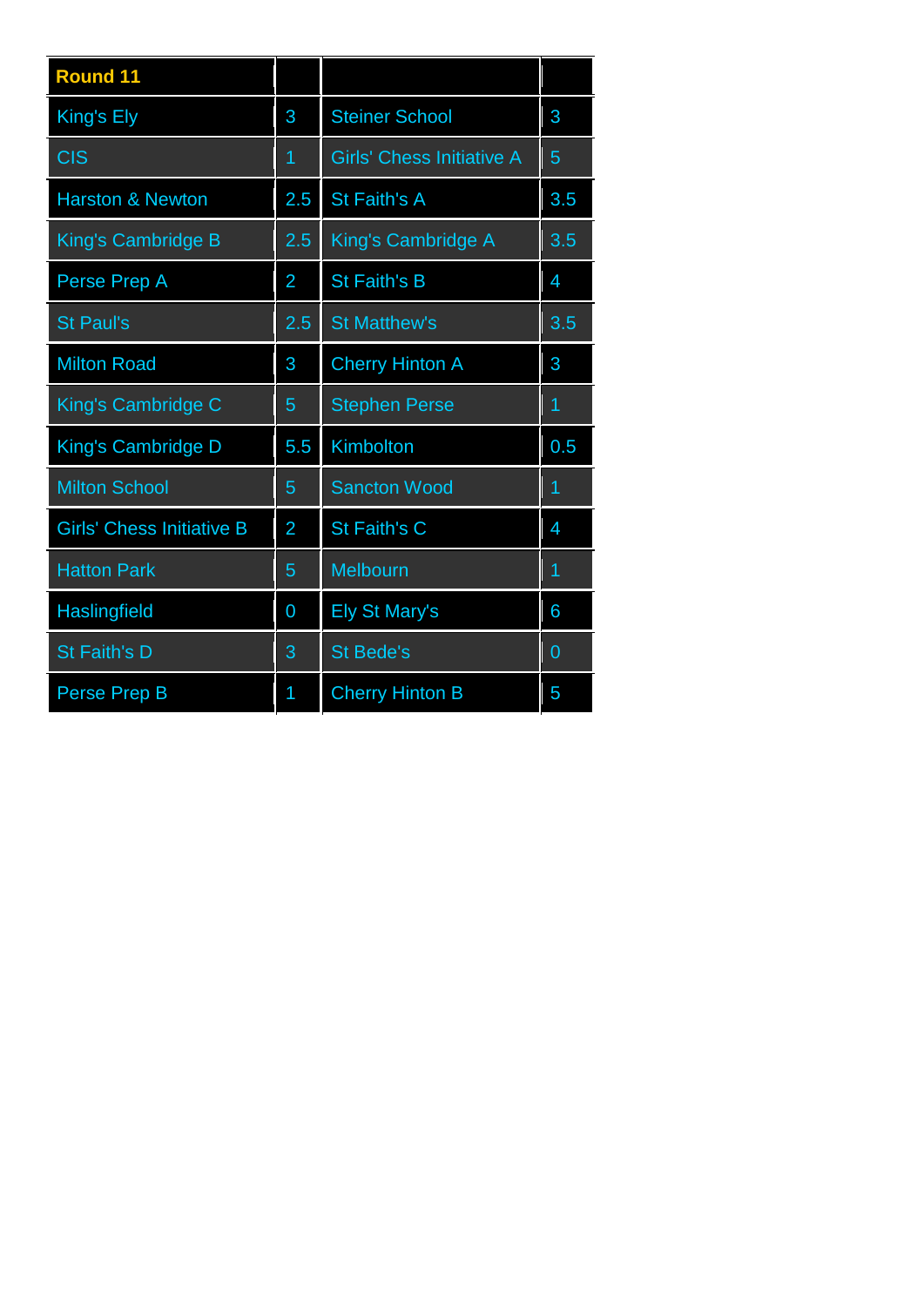| Round 11 | | | |
|---|---|---|---|
| King's Ely | 3 | Steiner School | 3 |
| CIS | 1 | Girls' Chess Initiative A | 5 |
| Harston & Newton | 2.5 | St Faith's A | 3.5 |
| King's Cambridge B | 2.5 | King's Cambridge A | 3.5 |
| Perse Prep A | 2 | St Faith's B | 4 |
| St Paul's | 2.5 | St Matthew's | 3.5 |
| Milton Road | 3 | Cherry Hinton A | 3 |
| King's Cambridge C | 5 | Stephen Perse | 1 |
| King's Cambridge D | 5.5 | Kimbolton | 0.5 |
| Milton School | 5 | Sancton Wood | 1 |
| Girls' Chess Initiative B | 2 | St Faith's C | 4 |
| Hatton Park | 5 | Melbourn | 1 |
| Haslingfield | 0 | Ely St Mary's | 6 |
| St Faith's D | 3 | St Bede's | 0 |
| Perse Prep B | 1 | Cherry Hinton B | 5 |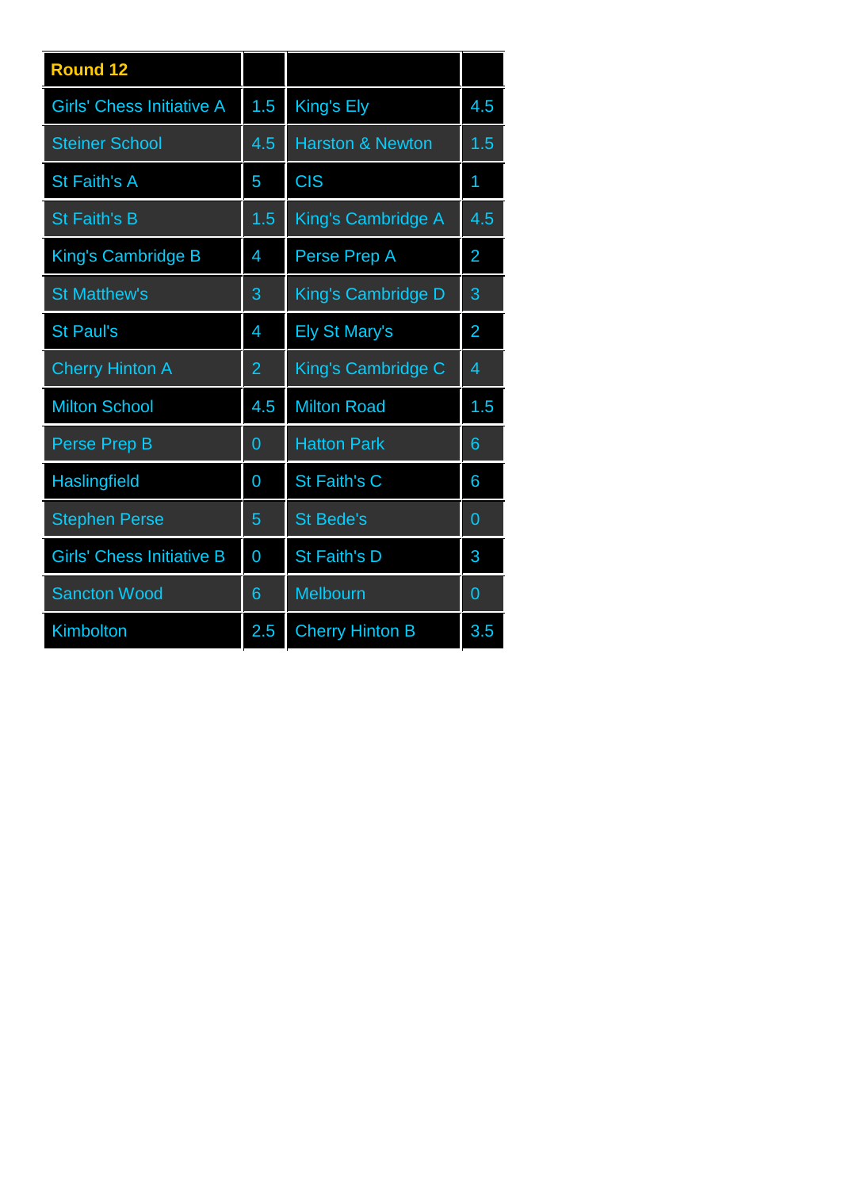| Round 12 | | | |
|---|---|---|---|
| Girls' Chess Initiative A | 1.5 | King's Ely | 4.5 |
| Steiner School | 4.5 | Harston & Newton | 1.5 |
| St Faith's A | 5 | CIS | 1 |
| St Faith's B | 1.5 | King's Cambridge A | 4.5 |
| King's Cambridge B | 4 | Perse Prep A | 2 |
| St Matthew's | 3 | King's Cambridge D | 3 |
| St Paul's | 4 | Ely St Mary's | 2 |
| Cherry Hinton A | 2 | King's Cambridge C | 4 |
| Milton School | 4.5 | Milton Road | 1.5 |
| Perse Prep B | 0 | Hatton Park | 6 |
| Haslingfield | 0 | St Faith's C | 6 |
| Stephen Perse | 5 | St Bede's | 0 |
| Girls' Chess Initiative B | 0 | St Faith's D | 3 |
| Sancton Wood | 6 | Melbourn | 0 |
| Kimbolton | 2.5 | Cherry Hinton B | 3.5 |